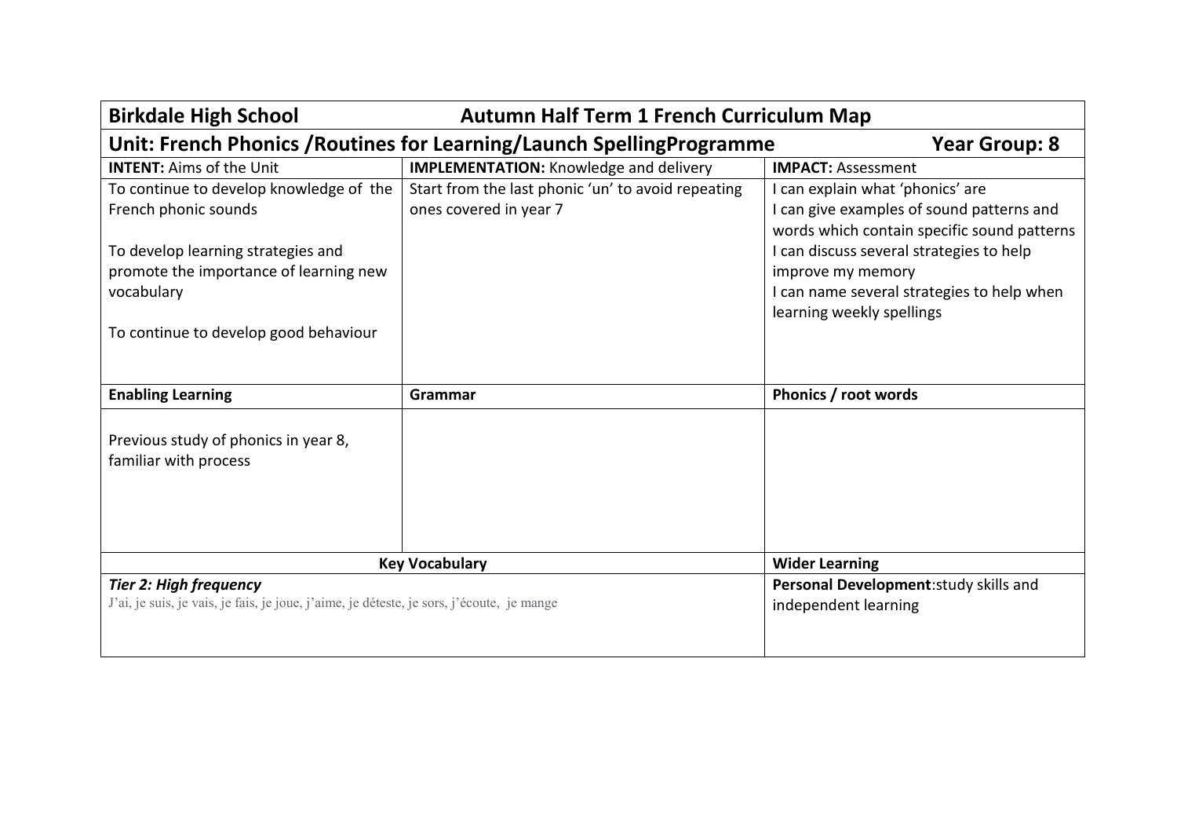| **Birkdale High School** | **Autumn Half Term 1 French Curriculum Map** | |
|---|---|---|
| **Unit: French Phonics /Routines for Learning/Launch SpellingProgramme** | | **Year Group: 8** |
| **INTENT:** Aims of the Unit | **IMPLEMENTATION:** Knowledge and delivery | **IMPACT:** Assessment |
| To continue to develop knowledge of the French phonic sounds<br><br>To develop learning strategies and promote the importance of learning new vocabulary<br><br>To continue to develop good behaviour | Start from the last phonic 'un' to avoid repeating ones covered in year 7 | I can explain what 'phonics' are<br>I can give examples of sound patterns and words which contain specific sound patterns<br>I can discuss several strategies to help improve my memory<br>I can name several strategies to help when learning weekly spellings |
| **Enabling Learning** | **Grammar** | **Phonics / root words** |
| Previous study of phonics in year 8, familiar with process | | |
| **Key Vocabulary** | | **Wider Learning** |
| ***Tier 2: High frequency***<br>J'ai, je suis, je vais, je fais, je joue, j'aime, je déteste, je sors, j'écoute, je mange | | **Personal Development**:study skills and independent learning |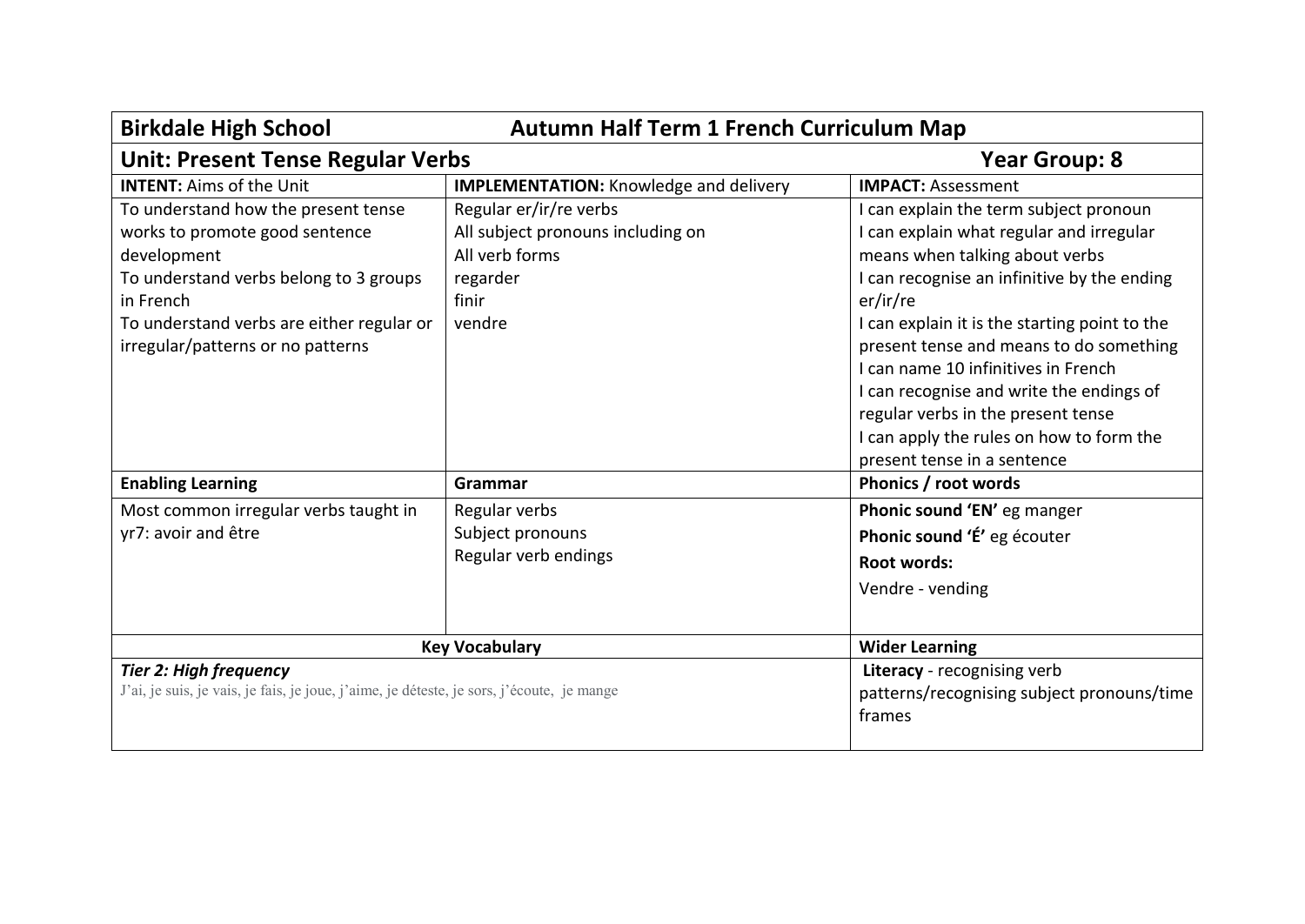| **Birkdale High School** | **Autumn Half Term 1 French Curriculum Map** | |
|---|---|---|
| **Unit: Present Tense Regular Verbs** | | **Year Group: 8** |
| **INTENT:** Aims of the Unit | **IMPLEMENTATION:** Knowledge and delivery | **IMPACT:** Assessment |
| To understand how the present tense works to promote good sentence development<br>To understand verbs belong to 3 groups in French<br>To understand verbs are either regular or irregular/patterns or no patterns | Regular er/ir/re verbs<br>All subject pronouns including on<br>All verb forms<br>regarder<br>finir<br>vendre | I can explain the term subject pronoun<br>I can explain what regular and irregular means when talking about verbs<br>I can recognise an infinitive by the ending er/ir/re<br>I can explain it is the starting point to the present tense and means to do something<br>I can name 10 infinitives in French<br>I can recognise and write the endings of regular verbs in the present tense<br>I can apply the rules on how to form the present tense in a sentence |
| **Enabling Learning** | **Grammar** | **Phonics / root words** |
| Most common irregular verbs taught in yr7: avoir and être | Regular verbs<br>Subject pronouns<br>Regular verb endings | **Phonic sound 'EN'** eg manger<br>**Phonic sound 'É'** eg écouter<br>**Root words:**<br>Vendre - vending |
| **Key Vocabulary** | | **Wider Learning** |
| ***Tier 2: High frequency***<br>J'ai, je suis, je vais, je fais, je joue, j'aime, je déteste, je sors, j'écoute, je mange | | **Literacy** - recognising verb patterns/recognising subject pronouns/time frames |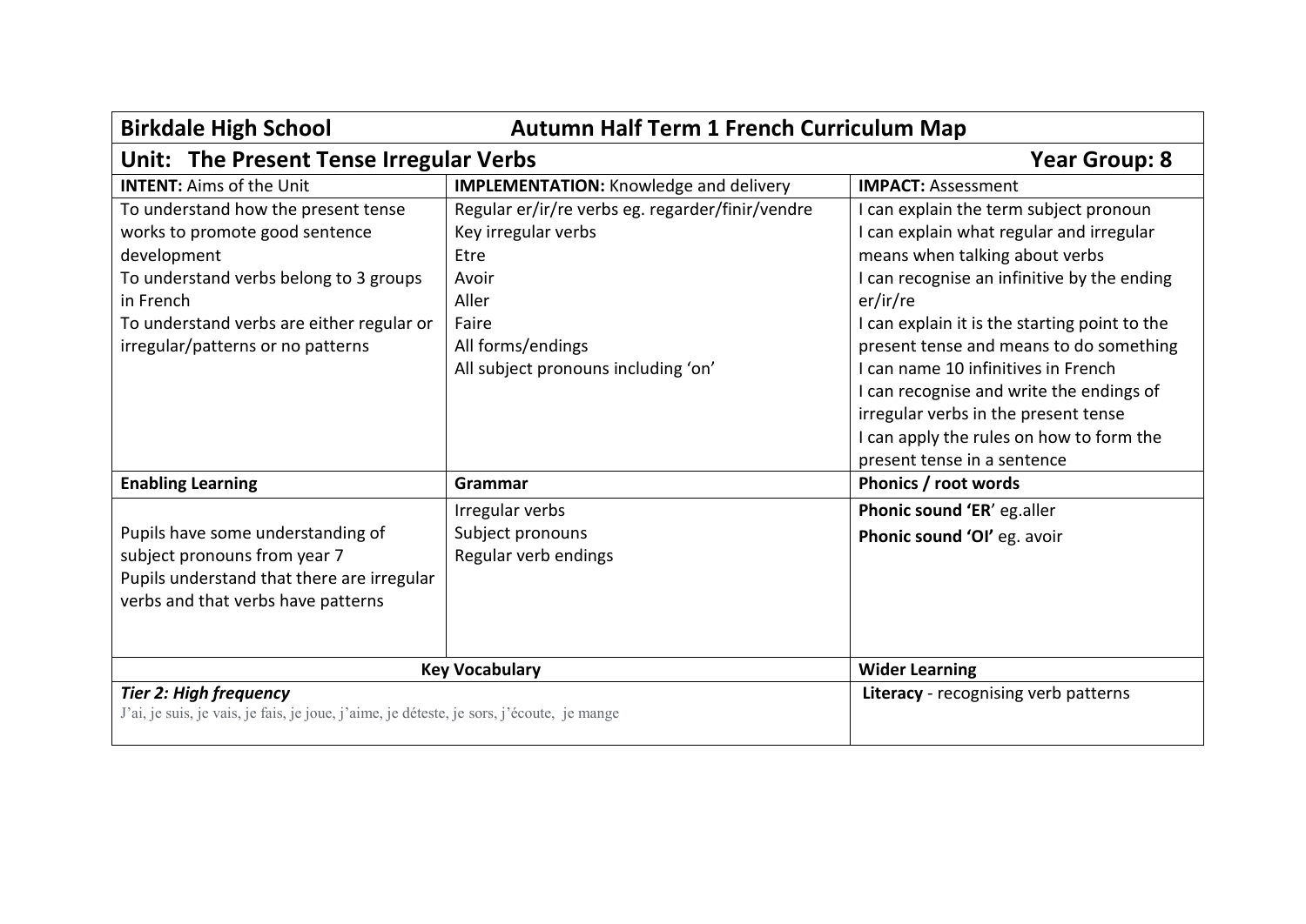| **Birkdale High School** | **Autumn Half Term 1 French Curriculum Map** | |
|---|---|---|
| **Unit: The Present Tense Irregular Verbs** | | **Year Group: 8** |
| **INTENT:** Aims of the Unit | **IMPLEMENTATION:** Knowledge and delivery | **IMPACT:** Assessment |
| To understand how the present tense works to promote good sentence development<br>To understand verbs belong to 3 groups in French<br>To understand verbs are either regular or irregular/patterns or no patterns | Regular er/ir/re verbs eg. regarder/finir/vendre<br>Key irregular verbs<br>Etre<br>Avoir<br>Aller<br>Faire<br>All forms/endings<br>All subject pronouns including 'on' | I can explain the term subject pronoun<br>I can explain what regular and irregular means when talking about verbs<br>I can recognise an infinitive by the ending er/ir/re<br>I can explain it is the starting point to the present tense and means to do something<br>I can name 10 infinitives in French<br>I can recognise and write the endings of irregular verbs in the present tense<br>I can apply the rules on how to form the present tense in a sentence |
| **Enabling Learning** | **Grammar** | **Phonics / root words** |
| Pupils have some understanding of subject pronouns from year 7<br>Pupils understand that there are irregular verbs and that verbs have patterns | Irregular verbs<br>Subject pronouns<br>Regular verb endings | **Phonic sound 'ER'** eg.aller<br>**Phonic sound 'OI'** eg. avoir |
| **Key Vocabulary** | | **Wider Learning** |
| ***Tier 2: High frequency***<br>J'ai, je suis, je vais, je fais, je joue, j'aime, je déteste, je sors, j'écoute, je mange | | **Literacy** - recognising verb patterns |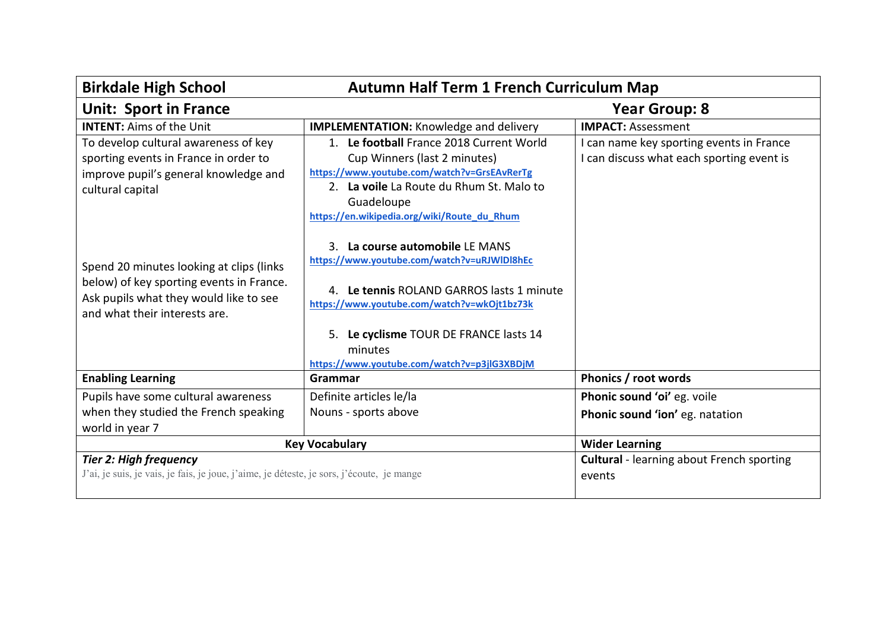| **Birkdale High School** | **Autumn Half Term 1 French Curriculum Map** | |
|---|---|---|
| **Unit: Sport in France** | | **Year Group: 8** |
| **INTENT:** Aims of the Unit | **IMPLEMENTATION:** Knowledge and delivery | **IMPACT:** Assessment |
| To develop cultural awareness of key sporting events in France in order to improve pupil's general knowledge and cultural capital<br><br>Spend 20 minutes looking at clips (links below) of key sporting events in France. Ask pupils what they would like to see and what their interests are. | 1. **Le football** France 2018 Current World Cup Winners (last 2 minutes)<br>https://www.youtube.com/watch?v=GrsEAvRerTg<br>2. **La voile** La Route du Rhum St. Malo to Guadeloupe<br>https://en.wikipedia.org/wiki/Route_du_Rhum<br>3. **La course automobile** LE MANS<br>https://www.youtube.com/watch?v=uRJWlDl8hEc<br>4. **Le tennis** ROLAND GARROS lasts 1 minute<br>https://www.youtube.com/watch?v=wkOjt1bz73k<br>5. **Le cyclisme** TOUR DE FRANCE lasts 14 minutes<br>https://www.youtube.com/watch?v=p3jlG3XBDjM | I can name key sporting events in France<br>I can discuss what each sporting event is |
| **Enabling Learning** | **Grammar** | **Phonics / root words** |
| Pupils have some cultural awareness when they studied the French speaking world in year 7 | Definite articles le/la<br>Nouns - sports above | **Phonic sound 'oi'** eg. voile<br>**Phonic sound 'ion'** eg. natation |
| **Key Vocabulary** | | **Wider Learning** |
| ***Tier 2: High frequency***<br>J'ai, je suis, je vais, je fais, je joue, j'aime, je déteste, je sors, j'écoute, je mange | | **Cultural** - learning about French sporting events |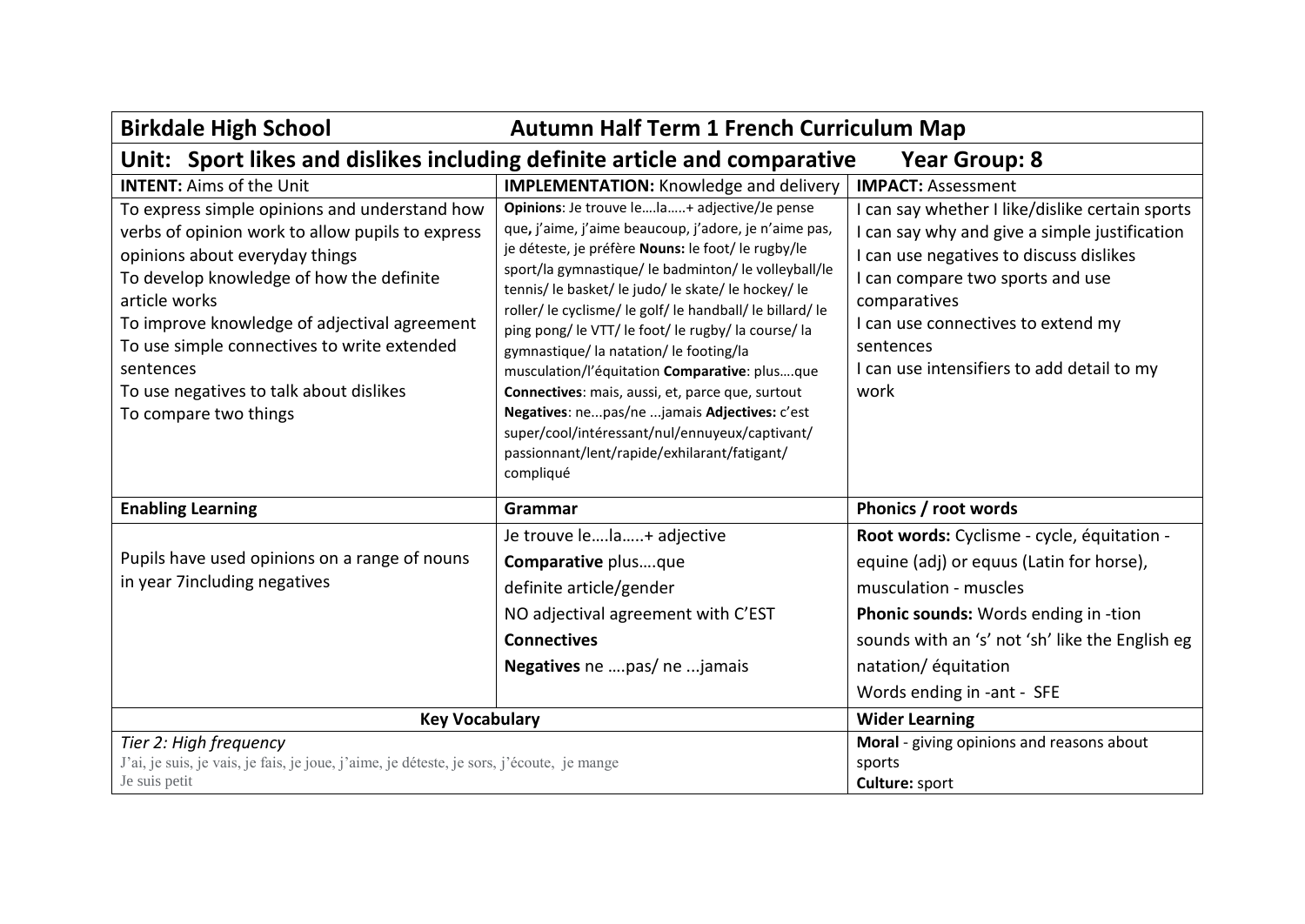| **Birkdale High School** | **Autumn Half Term 1 French Curriculum Map** | |
|---|---|---|
| **Unit: Sport likes and dislikes including definite article and comparative** | | **Year Group: 8** |
| **INTENT:** Aims of the Unit | **IMPLEMENTATION:** Knowledge and delivery | **IMPACT:** Assessment |
| To express simple opinions and understand how verbs of opinion work to allow pupils to express opinions about everyday things<br>To develop knowledge of how the definite article works<br>To improve knowledge of adjectival agreement<br>To use simple connectives to write extended sentences<br>To use negatives to talk about dislikes<br>To compare two things | **Opinions**: Je trouve le….la…..+ adjective/Je pense que**,** j'aime, j'aime beaucoup, j'adore, je n'aime pas, je déteste, je préfère **Nouns:** le foot/ le rugby/le sport/la gymnastique/ le badminton/ le volleyball/le tennis/ le basket/ le judo/ le skate/ le hockey/ le roller/ le cyclisme/ le golf/ le handball/ le billard/ le ping pong/ le VTT/ le foot/ le rugby/ la course/ la gymnastique/ la natation/ le footing/la musculation/l'équitation **Comparative**: plus….que **Connectives**: mais, aussi, et, parce que, surtout **Negatives**: ne...pas/ne ...jamais **Adjectives:** c'est super/cool/intéressant/nul/ennuyeux/captivant/ passionnant/lent/rapide/exhilarant/fatigant/ compliqué | I can say whether I like/dislike certain sports<br>I can say why and give a simple justification<br>I can use negatives to discuss dislikes<br>I can compare two sports and use comparatives<br>I can use connectives to extend my sentences<br>I can use intensifiers to add detail to my work |
| **Enabling Learning** | **Grammar** | **Phonics / root words** |
| Pupils have used opinions on a range of nouns in year 7including negatives | Je trouve le….la…..+ adjective<br>**Comparative** plus….que<br>definite article/gender<br>NO adjectival agreement with C'EST<br>**Connectives**<br>**Negatives** ne ….pas/ ne ...jamais | **Root words:** Cyclisme - cycle, équitation - equine (adj) or equus (Latin for horse), musculation - muscles<br>**Phonic sounds:** Words ending in -tion sounds with an 's' not 'sh' like the English eg natation/ équitation<br>Words ending in -ant - SFE |
| **Key Vocabulary** | | **Wider Learning** |
| *Tier 2: High frequency*<br>J'ai, je suis, je vais, je fais, je joue, j'aime, je déteste, je sors, j'écoute, je mange<br>Je suis petit | | **Moral** - giving opinions and reasons about sports<br>**Culture:** sport |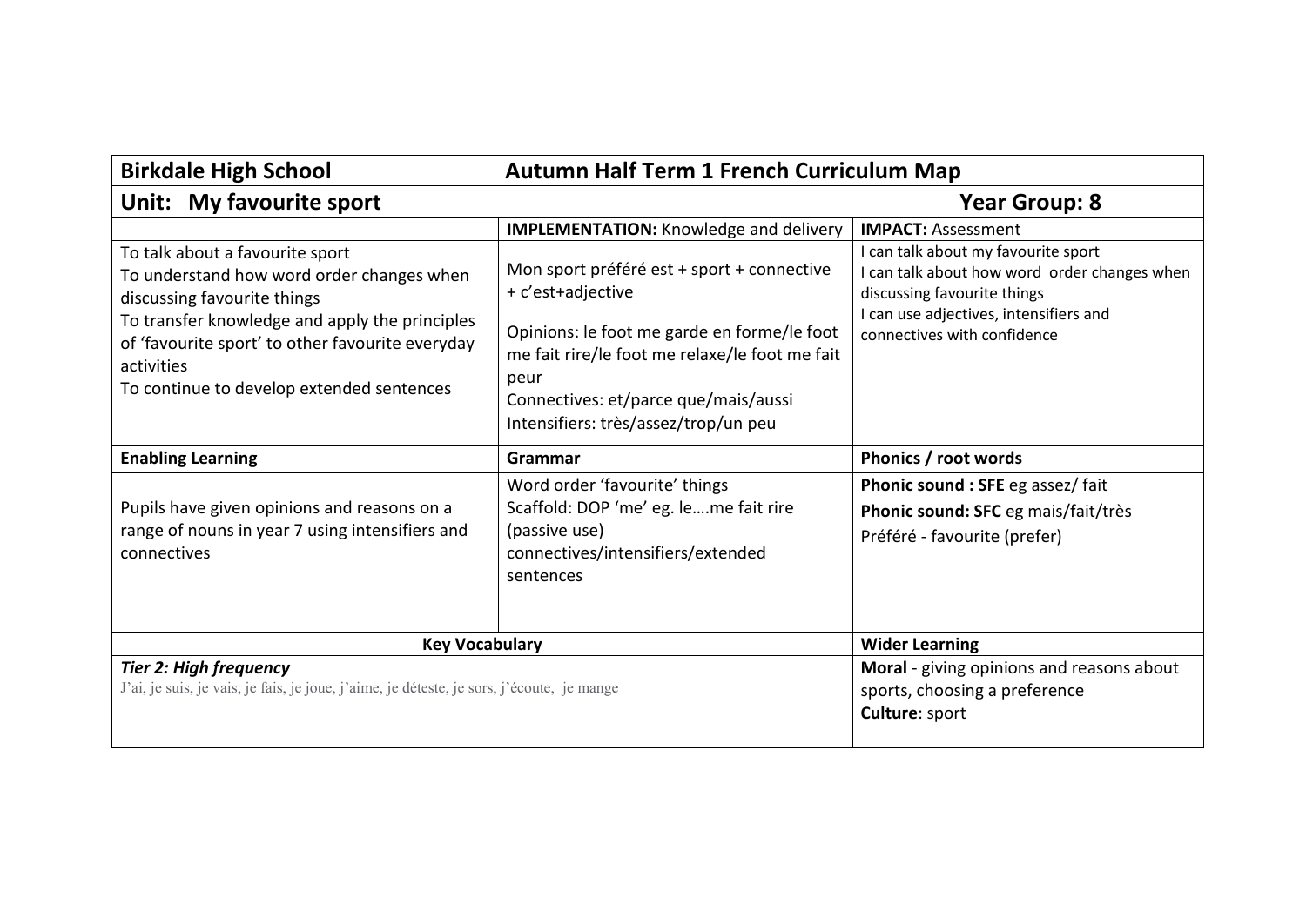| Birkdale High School | Autumn Half Term 1 French Curriculum Map | |
|---|---|---|
| **Unit: My favourite sport** | | **Year Group: 8** |
| | **IMPLEMENTATION:** Knowledge and delivery | **IMPACT:** Assessment |
| To talk about a favourite sport<br>To understand how word order changes when discussing favourite things<br>To transfer knowledge and apply the principles of 'favourite sport' to other favourite everyday activities<br>To continue to develop extended sentences | Mon sport préféré est + sport + connective + c'est+adjective<br><br>Opinions: le foot me garde en forme/le foot me fait rire/le foot me relaxe/le foot me fait peur<br>Connectives: et/parce que/mais/aussi<br>Intensifiers: très/assez/trop/un peu | I can talk about my favourite sport<br>I can talk about how word order changes when discussing favourite things<br>I can use adjectives, intensifiers and connectives with confidence |
| **Enabling Learning** | **Grammar** | **Phonics / root words** |
| Pupils have given opinions and reasons on a range of nouns in year 7 using intensifiers and connectives | Word order 'favourite' things<br>Scaffold: DOP 'me' eg. le….me fait rire (passive use)<br>connectives/intensifiers/extended sentences | **Phonic sound : SFE** eg assez/ fait<br>**Phonic sound: SFC** eg mais/fait/très<br>Préféré - favourite (prefer) |
| **Key Vocabulary** | | **Wider Learning** |
| ***Tier 2: High frequency***<br>J'ai, je suis, je vais, je fais, je joue, j'aime, je déteste, je sors, j'écoute, je mange | | **Moral** - giving opinions and reasons about sports, choosing a preference<br>**Culture**: sport |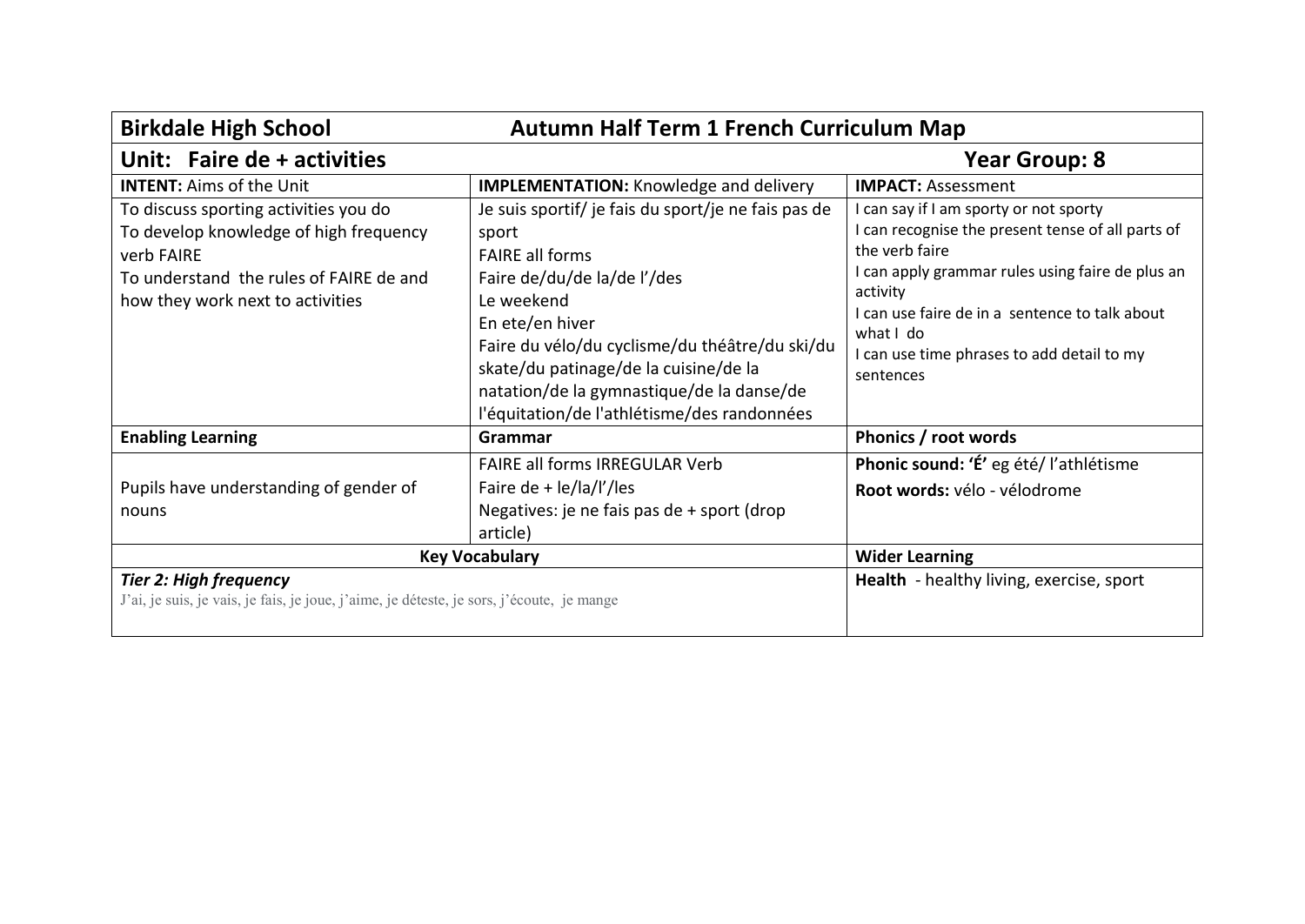| **Birkdale High School** | **Autumn Half Term 1 French Curriculum Map** | |
|---|---|---|
| **Unit: Faire de + activities** | | **Year Group: 8** |
| **INTENT:** Aims of the Unit | **IMPLEMENTATION:** Knowledge and delivery | **IMPACT:** Assessment |
| To discuss sporting activities you do<br>To develop knowledge of high frequency verb FAIRE<br>To understand the rules of FAIRE de and how they work next to activities | Je suis sportif/ je fais du sport/je ne fais pas de sport<br>FAIRE all forms<br>Faire de/du/de la/de l'/des<br>Le weekend<br>En ete/en hiver<br>Faire du vélo/du cyclisme/du théâtre/du ski/du skate/du patinage/de la cuisine/de la natation/de la gymnastique/de la danse/de l'équitation/de l'athlétisme/des randonnées | I can say if I am sporty or not sporty<br>I can recognise the present tense of all parts of the verb faire<br>I can apply grammar rules using faire de plus an activity<br>I can use faire de in a sentence to talk about what I do<br>I can use time phrases to add detail to my sentences |
| **Enabling Learning** | **Grammar** | **Phonics / root words** |
| Pupils have understanding of gender of nouns | FAIRE all forms IRREGULAR Verb<br>Faire de + le/la/l'/les<br>Negatives: je ne fais pas de + sport (drop article) | **Phonic sound: 'É'** eg été/ l'athlétisme<br>**Root words:** vélo - vélodrome |
| **Key Vocabulary** | | **Wider Learning** |
| ***Tier 2: High frequency***<br>J'ai, je suis, je vais, je fais, je joue, j'aime, je déteste, je sors, j'écoute, je mange | | **Health** - healthy living, exercise, sport |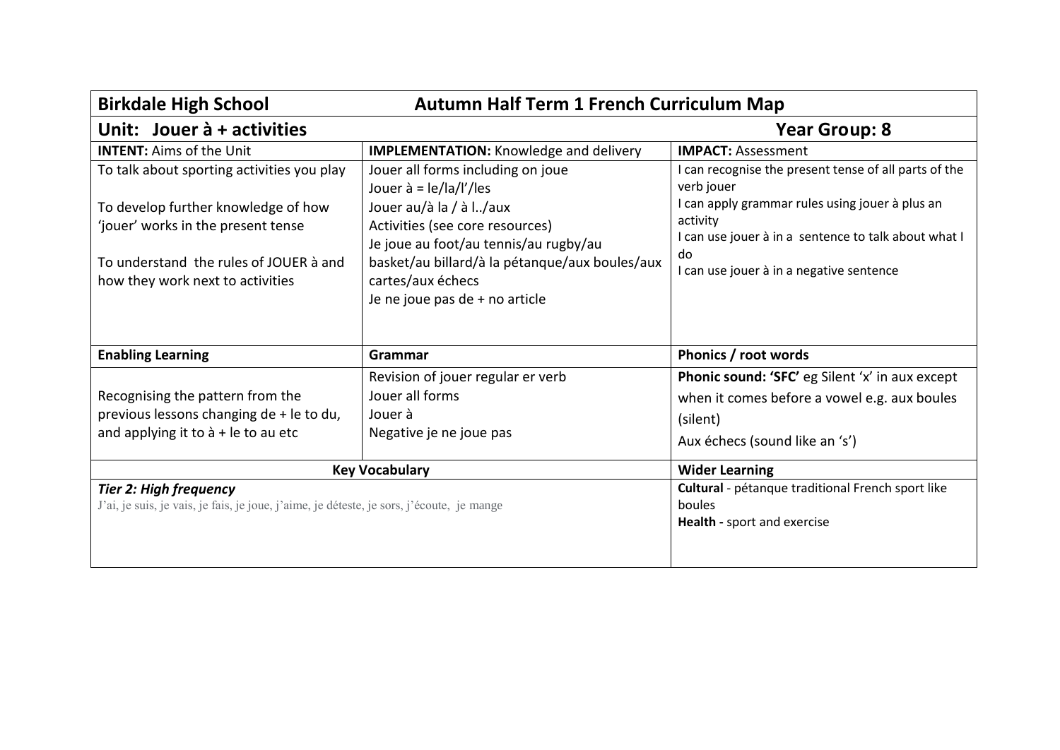| Birkdale High School | Autumn Half Term 1 French Curriculum Map | |
|---|---|---|
| **Unit: Jouer à + activities** | | **Year Group: 8** |
| **INTENT:** Aims of the Unit | **IMPLEMENTATION:** Knowledge and delivery | **IMPACT:** Assessment |
| To talk about sporting activities you play<br><br>To develop further knowledge of how 'jouer' works in the present tense<br><br>To understand the rules of JOUER à and how they work next to activities | Jouer all forms including on joue<br>Jouer à = le/la/l'/les<br>Jouer au/à la / à l../aux<br>Activities (see core resources)<br>Je joue au foot/au tennis/au rugby/au basket/au billard/à la pétanque/aux boules/aux cartes/aux échecs<br>Je ne joue pas de + no article | I can recognise the present tense of all parts of the verb jouer<br>I can apply grammar rules using jouer à plus an activity<br>I can use jouer à in a sentence to talk about what I do<br>I can use jouer à in a negative sentence |
| **Enabling Learning** | **Grammar** | **Phonics / root words** |
| Recognising the pattern from the previous lessons changing de + le to du, and applying it to à + le to au etc | Revision of jouer regular er verb<br>Jouer all forms<br>Jouer à<br>Negative je ne joue pas | **Phonic sound: 'SFC'** eg Silent 'x' in aux except when it comes before a vowel e.g. aux boules (silent)<br>Aux échecs (sound like an 's') |
| **Key Vocabulary** | | **Wider Learning** |
| ***Tier 2: High frequency***<br>J'ai, je suis, je vais, je fais, je joue, j'aime, je déteste, je sors, j'écoute, je mange | | **Cultural** - pétanque traditional French sport like boules<br>**Health -** sport and exercise |